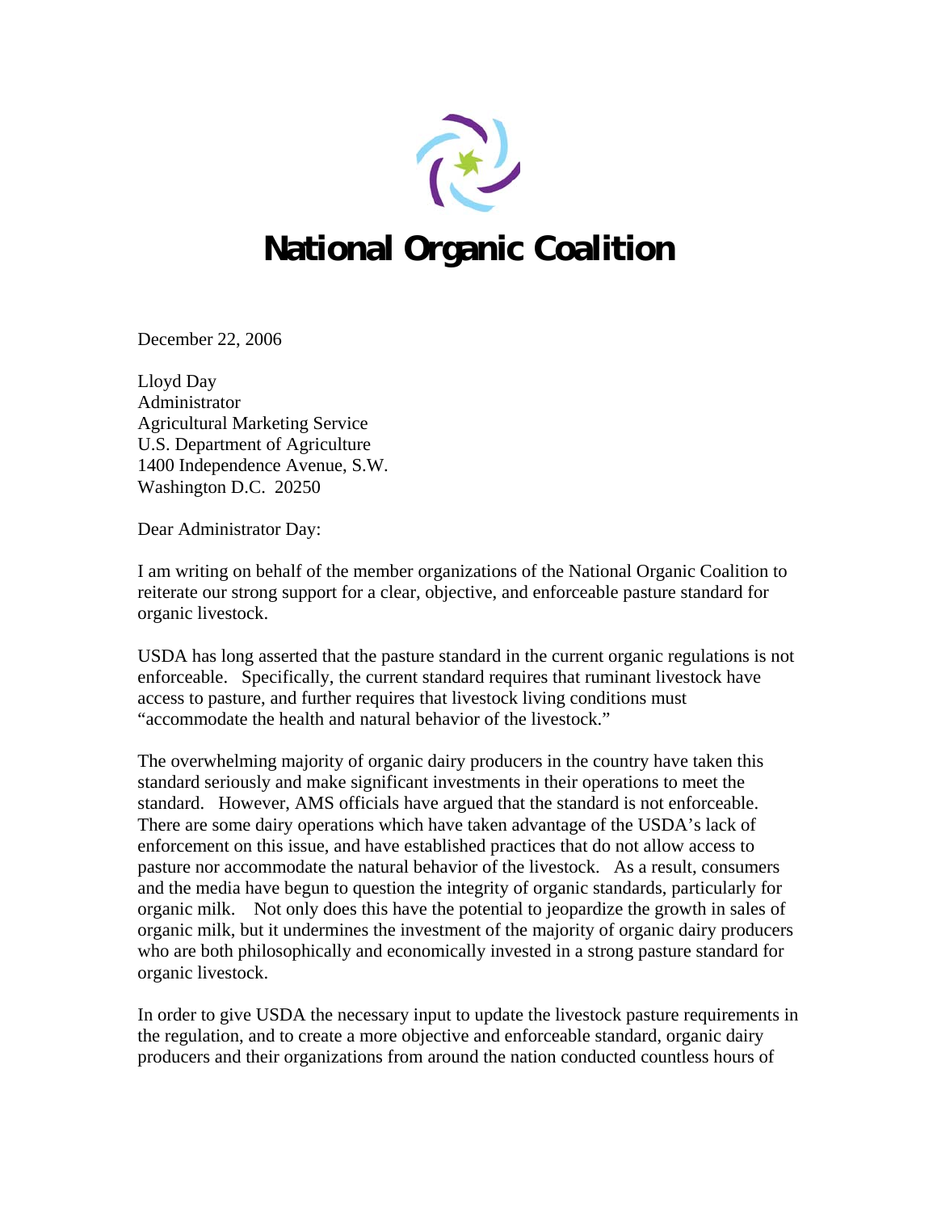# National Organic Coalition

December 22, 2006

Lloyd Day
Administrator
Agricultural Marketing Service
U.S. Department of Agriculture
1400 Independence Avenue, S.W.
Washington D.C. 20250

Dear Administrator Day:

I am writing on behalf of the member organizations of the National Organic Coalition to reiterate our strong support for a clear, objective, and enforceable pasture standard for organic livestock.

USDA has long asserted that the pasture standard in the current organic regulations is not enforceable. Specifically, the current standard requires that ruminant livestock have access to pasture, and further requires that livestock living conditions must "accommodate the health and natural behavior of the livestock."

The overwhelming majority of organic dairy producers in the country have taken this standard seriously and make significant investments in their operations to meet the standard. However, AMS officials have argued that the standard is not enforceable. There are some dairy operations which have taken advantage of the USDA's lack of enforcement on this issue, and have established practices that do not allow access to pasture nor accommodate the natural behavior of the livestock. As a result, consumers and the media have begun to question the integrity of organic standards, particularly for organic milk. Not only does this have the potential to jeopardize the growth in sales of organic milk, but it undermines the investment of the majority of organic dairy producers who are both philosophically and economically invested in a strong pasture standard for organic livestock.

In order to give USDA the necessary input to update the livestock pasture requirements in the regulation, and to create a more objective and enforceable standard, organic dairy producers and their organizations from around the nation conducted countless hours of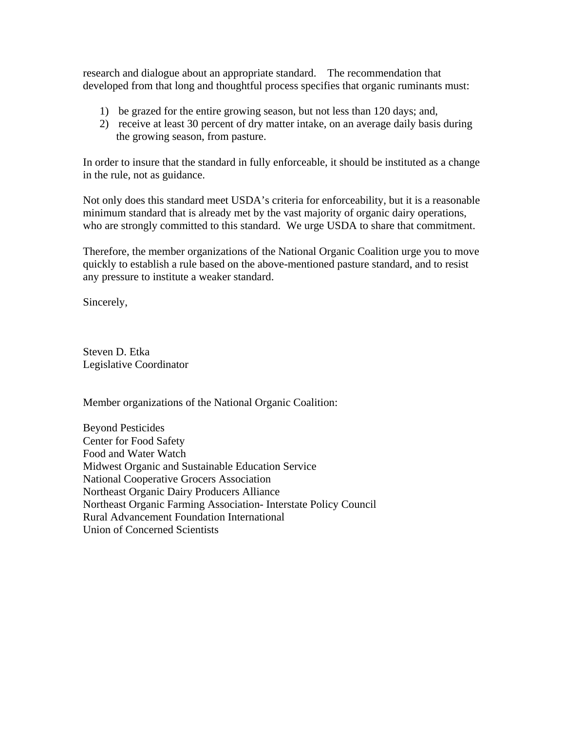research and dialogue about an appropriate standard. The recommendation that developed from that long and thoughtful process specifies that organic ruminants must:

1) be grazed for the entire growing season, but not less than 120 days; and,
2) receive at least 30 percent of dry matter intake, on an average daily basis during the growing season, from pasture.

In order to insure that the standard in fully enforceable, it should be instituted as a change in the rule, not as guidance.

Not only does this standard meet USDA's criteria for enforceability, but it is a reasonable minimum standard that is already met by the vast majority of organic dairy operations, who are strongly committed to this standard. We urge USDA to share that commitment.

Therefore, the member organizations of the National Organic Coalition urge you to move quickly to establish a rule based on the above-mentioned pasture standard, and to resist any pressure to institute a weaker standard.

Sincerely,

Steven D. Etka
Legislative Coordinator

Member organizations of the National Organic Coalition:

Beyond Pesticides
Center for Food Safety
Food and Water Watch
Midwest Organic and Sustainable Education Service
National Cooperative Grocers Association
Northeast Organic Dairy Producers Alliance
Northeast Organic Farming Association- Interstate Policy Council
Rural Advancement Foundation International
Union of Concerned Scientists